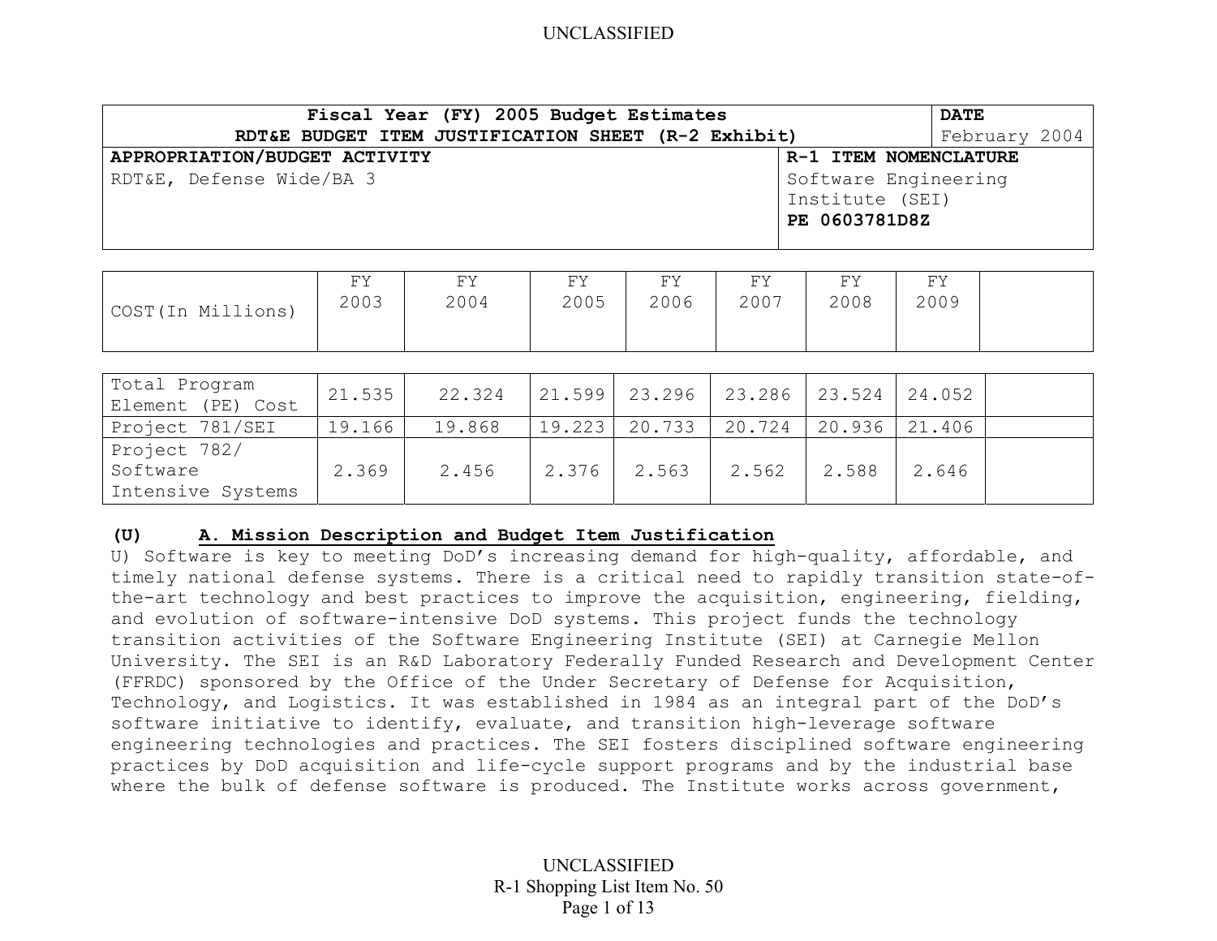| Fiscal Year (FY) 2005 Budget Estimates<br>RDT&E BUDGET ITEM JUSTIFICATION SHEET (R-2 Exhibit) | DATE<br>February 2004 |
|---|---|
| **APPROPRIATION/BUDGET ACTIVITY**<br>RDT&E, Defense Wide/BA 3 | **R-1 ITEM NOMENCLATURE**<br>Software Engineering Institute (SEI)<br>**PE 0603781D8Z** |

| COST(In Millions) | FY 2003 | FY 2004 | FY 2005 | FY 2006 | FY 2007 | FY 2008 | FY 2009 | |
|---|---|---|---|---|---|---|---|---|
| Total Program Element (PE) Cost | 21.535 | 22.324 | 21.599 | 23.296 | 23.286 | 23.524 | 24.052 | |
| Project 781/SEI | 19.166 | 19.868 | 19.223 | 20.733 | 20.724 | 20.936 | 21.406 | |
| Project 782/ Software Intensive Systems | 2.369 | 2.456 | 2.376 | 2.563 | 2.562 | 2.588 | 2.646 | |

**(U) A. Mission Description and Budget Item Justification**

U) Software is key to meeting DoD's increasing demand for high-quality, affordable, and timely national defense systems. There is a critical need to rapidly transition state-of-the-art technology and best practices to improve the acquisition, engineering, fielding, and evolution of software-intensive DoD systems. This project funds the technology transition activities of the Software Engineering Institute (SEI) at Carnegie Mellon University. The SEI is an R&D Laboratory Federally Funded Research and Development Center (FFRDC) sponsored by the Office of the Under Secretary of Defense for Acquisition, Technology, and Logistics. It was established in 1984 as an integral part of the DoD's software initiative to identify, evaluate, and transition high-leverage software engineering technologies and practices. The SEI fosters disciplined software engineering practices by DoD acquisition and life-cycle support programs and by the industrial base where the bulk of defense software is produced. The Institute works across government,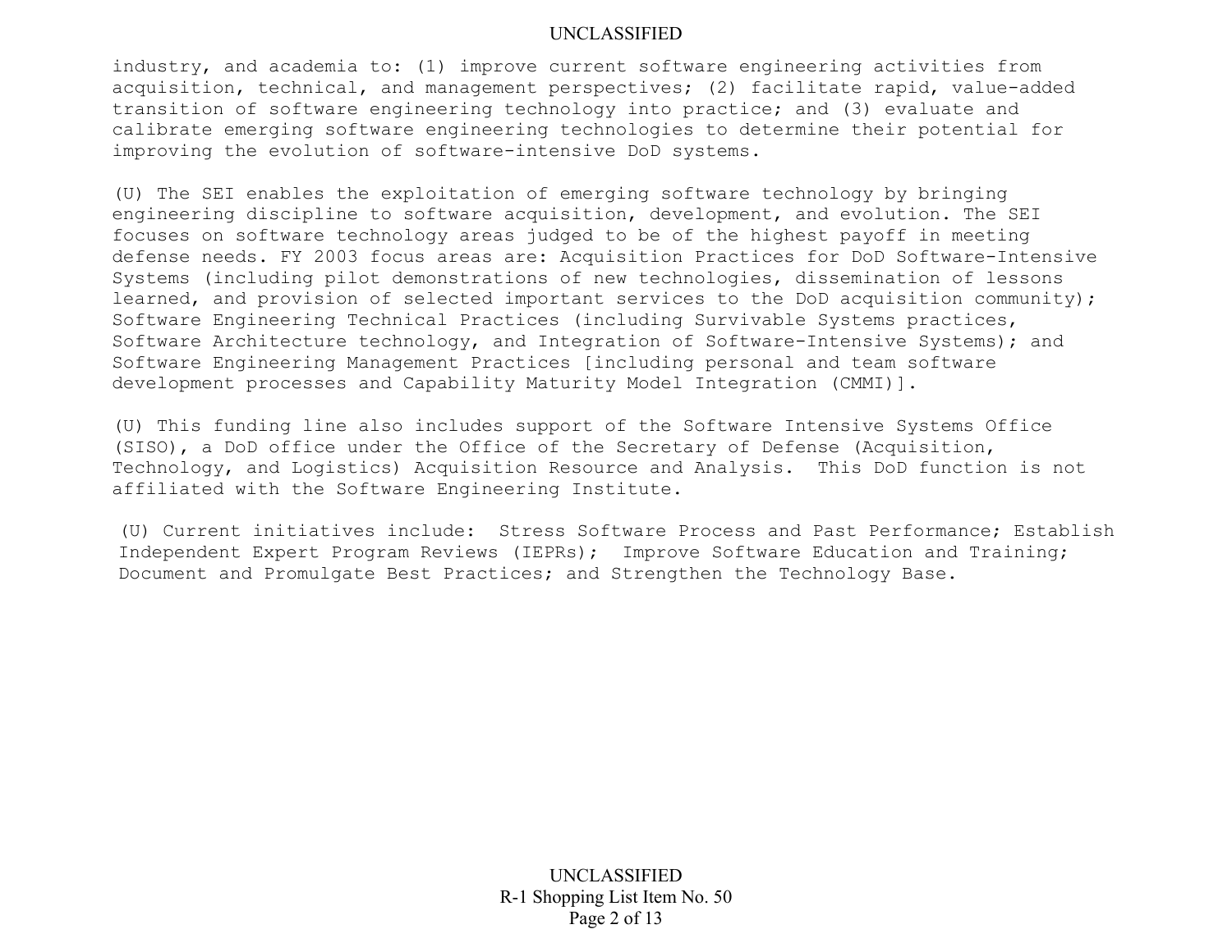industry, and academia to: (1) improve current software engineering activities from acquisition, technical, and management perspectives; (2) facilitate rapid, value-added transition of software engineering technology into practice; and (3) evaluate and calibrate emerging software engineering technologies to determine their potential for improving the evolution of software-intensive DoD systems.

(U) The SEI enables the exploitation of emerging software technology by bringing engineering discipline to software acquisition, development, and evolution. The SEI focuses on software technology areas judged to be of the highest payoff in meeting defense needs. FY 2003 focus areas are: Acquisition Practices for DoD Software-Intensive Systems (including pilot demonstrations of new technologies, dissemination of lessons learned, and provision of selected important services to the DoD acquisition community); Software Engineering Technical Practices (including Survivable Systems practices, Software Architecture technology, and Integration of Software-Intensive Systems); and Software Engineering Management Practices [including personal and team software development processes and Capability Maturity Model Integration (CMMI)].

(U) This funding line also includes support of the Software Intensive Systems Office (SISO), a DoD office under the Office of the Secretary of Defense (Acquisition, Technology, and Logistics) Acquisition Resource and Analysis. This DoD function is not affiliated with the Software Engineering Institute.

(U) Current initiatives include: Stress Software Process and Past Performance; Establish Independent Expert Program Reviews (IEPRs); Improve Software Education and Training; Document and Promulgate Best Practices; and Strengthen the Technology Base.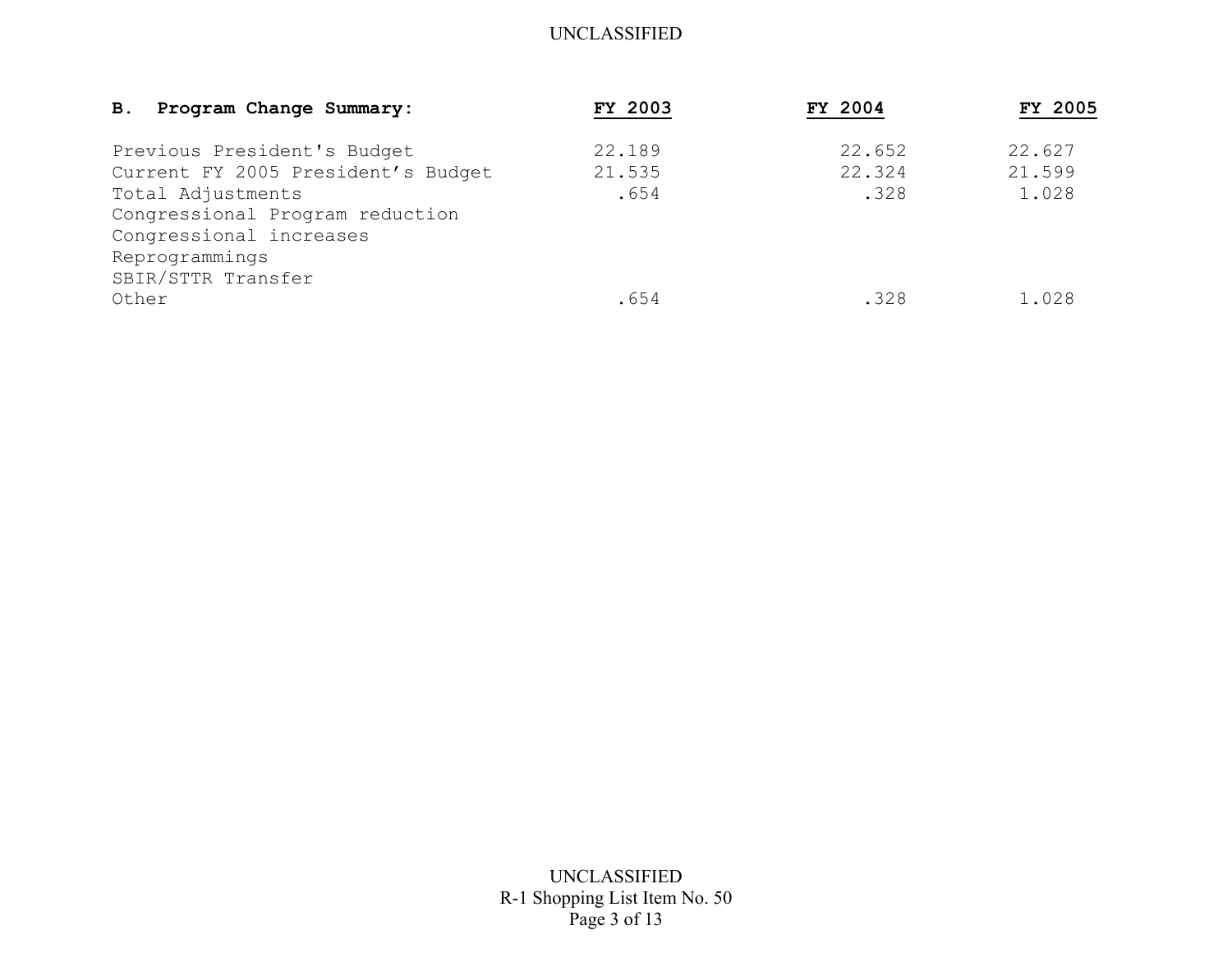| **B. Program Change Summary:** | **FY 2003** | **FY 2004** | **FY 2005** |
|---|---|---|---|
| Previous President's Budget | 22.189 | 22.652 | 22.627 |
| Current FY 2005 President's Budget | 21.535 | 22.324 | 21.599 |
| Total Adjustments | .654 | .328 | 1.028 |
| Congressional Program reduction | | | |
| Congressional increases | | | |
| Reprogrammings | | | |
| SBIR/STTR Transfer | | | |
| Other | .654 | .328 | 1.028 |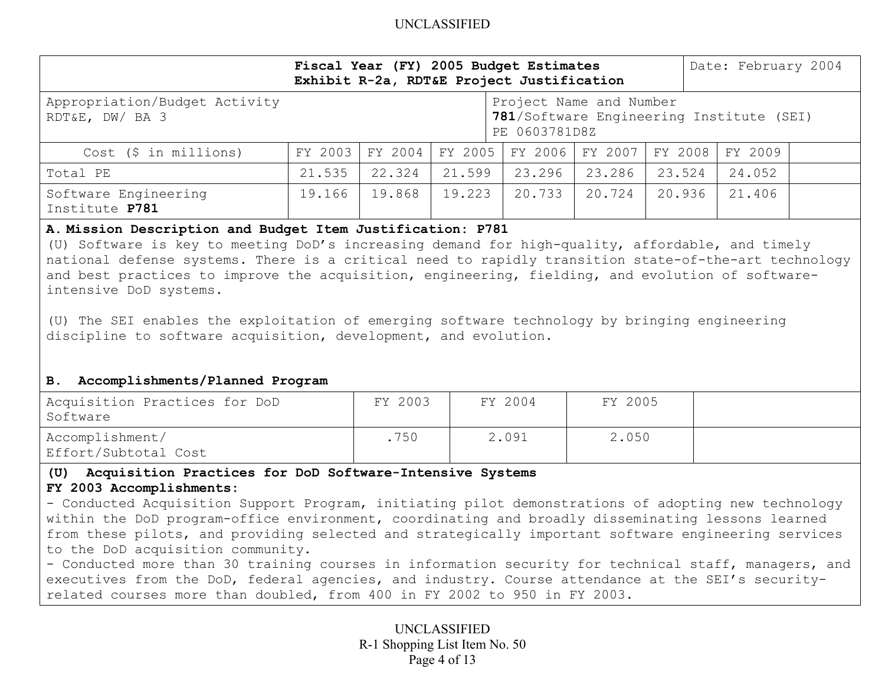UNCLASSIFIED

| Fiscal Year (FY) 2005 Budget Estimates Exhibit R-2a, RDT&E Project Justification | Date: February 2004 |
|---|---|
| Appropriation/Budget Activity RDT&E, DW/ BA 3 | Project Name and Number **781**/Software Engineering Institute (SEI) PE 0603781D8Z |

| Cost ($ in millions) | FY 2003 | FY 2004 | FY 2005 | FY 2006 | FY 2007 | FY 2008 | FY 2009 | |
|---|---|---|---|---|---|---|---|---|
| Total PE | 21.535 | 22.324 | 21.599 | 23.296 | 23.286 | 23.524 | 24.052 | |
| Software Engineering Institute **P781** | 19.166 | 19.868 | 19.223 | 20.733 | 20.724 | 20.936 | 21.406 | |

**A. Mission Description and Budget Item Justification: P781**

(U) Software is key to meeting DoD's increasing demand for high-quality, affordable, and timely national defense systems. There is a critical need to rapidly transition state-of-the-art technology and best practices to improve the acquisition, engineering, fielding, and evolution of software-intensive DoD systems.

(U) The SEI enables the exploitation of emerging software technology by bringing engineering discipline to software acquisition, development, and evolution.

**B. Accomplishments/Planned Program**

| Acquisition Practices for DoD Software | FY 2003 | FY 2004 | FY 2005 | |
|---|---|---|---|---|
| Accomplishment/ Effort/Subtotal Cost | .750 | 2.091 | 2.050 | |

**(U) Acquisition Practices for DoD Software-Intensive Systems**

**FY 2003 Accomplishments:**

- Conducted Acquisition Support Program, initiating pilot demonstrations of adopting new technology within the DoD program-office environment, coordinating and broadly disseminating lessons learned from these pilots, and providing selected and strategically important software engineering services to the DoD acquisition community.
- Conducted more than 30 training courses in information security for technical staff, managers, and executives from the DoD, federal agencies, and industry. Course attendance at the SEI's security-related courses more than doubled, from 400 in FY 2002 to 950 in FY 2003.

UNCLASSIFIED

R-1 Shopping List Item No. 50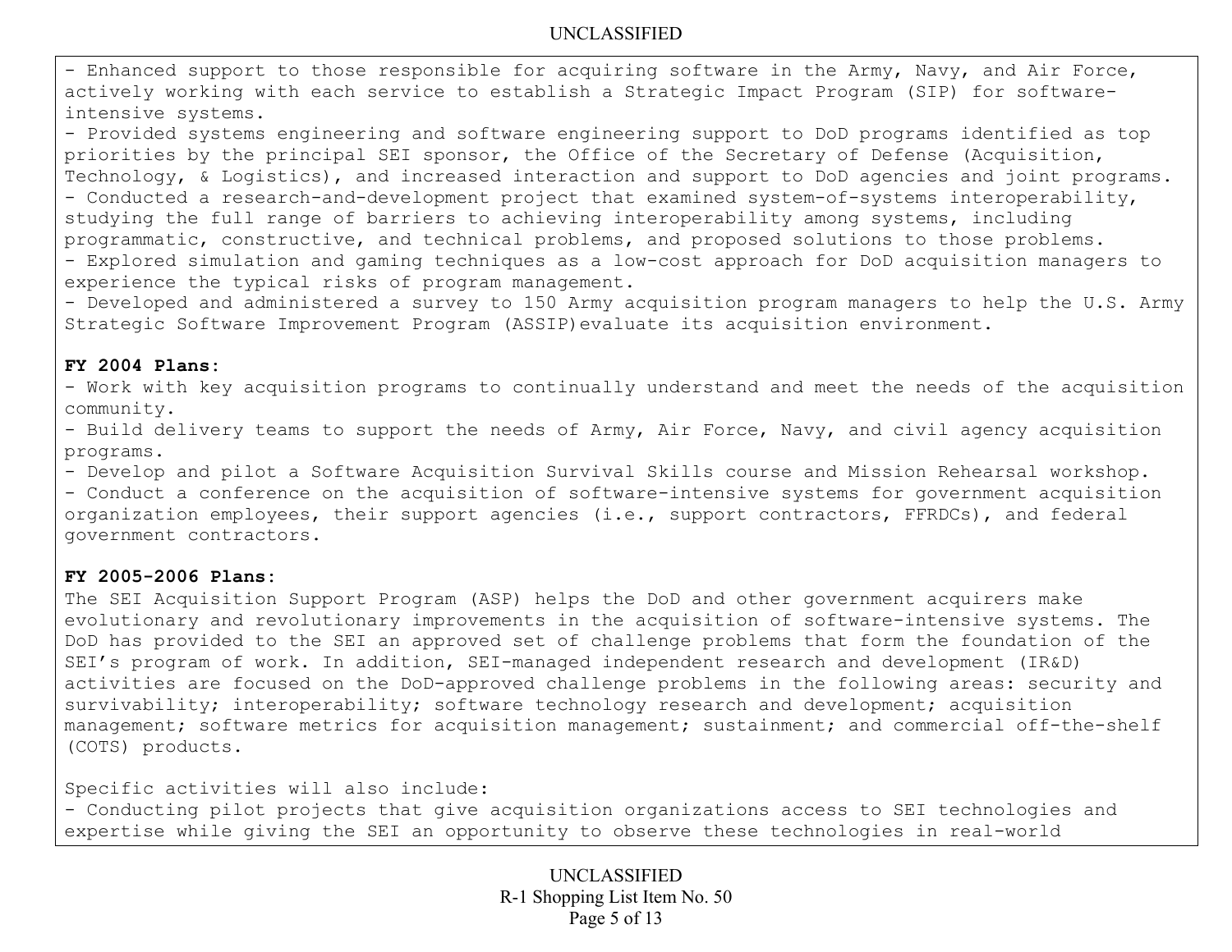- Enhanced support to those responsible for acquiring software in the Army, Navy, and Air Force, actively working with each service to establish a Strategic Impact Program (SIP) for software-intensive systems.
- Provided systems engineering and software engineering support to DoD programs identified as top priorities by the principal SEI sponsor, the Office of the Secretary of Defense (Acquisition, Technology, & Logistics), and increased interaction and support to DoD agencies and joint programs.
- Conducted a research-and-development project that examined system-of-systems interoperability, studying the full range of barriers to achieving interoperability among systems, including programmatic, constructive, and technical problems, and proposed solutions to those problems.
- Explored simulation and gaming techniques as a low-cost approach for DoD acquisition managers to experience the typical risks of program management.
- Developed and administered a survey to 150 Army acquisition program managers to help the U.S. Army Strategic Software Improvement Program (ASSIP) evaluate its acquisition environment.

**FY 2004 Plans:**
- Work with key acquisition programs to continually understand and meet the needs of the acquisition community.
- Build delivery teams to support the needs of Army, Air Force, Navy, and civil agency acquisition programs.
- Develop and pilot a Software Acquisition Survival Skills course and Mission Rehearsal workshop.
- Conduct a conference on the acquisition of software-intensive systems for government acquisition organization employees, their support agencies (i.e., support contractors, FFRDCs), and federal government contractors.

**FY 2005-2006 Plans:**
The SEI Acquisition Support Program (ASP) helps the DoD and other government acquirers make evolutionary and revolutionary improvements in the acquisition of software-intensive systems. The DoD has provided to the SEI an approved set of challenge problems that form the foundation of the SEI's program of work. In addition, SEI-managed independent research and development (IR&D) activities are focused on the DoD-approved challenge problems in the following areas: security and survivability; interoperability; software technology research and development; acquisition management; software metrics for acquisition management; sustainment; and commercial off-the-shelf (COTS) products.

Specific activities will also include:
- Conducting pilot projects that give acquisition organizations access to SEI technologies and expertise while giving the SEI an opportunity to observe these technologies in real-world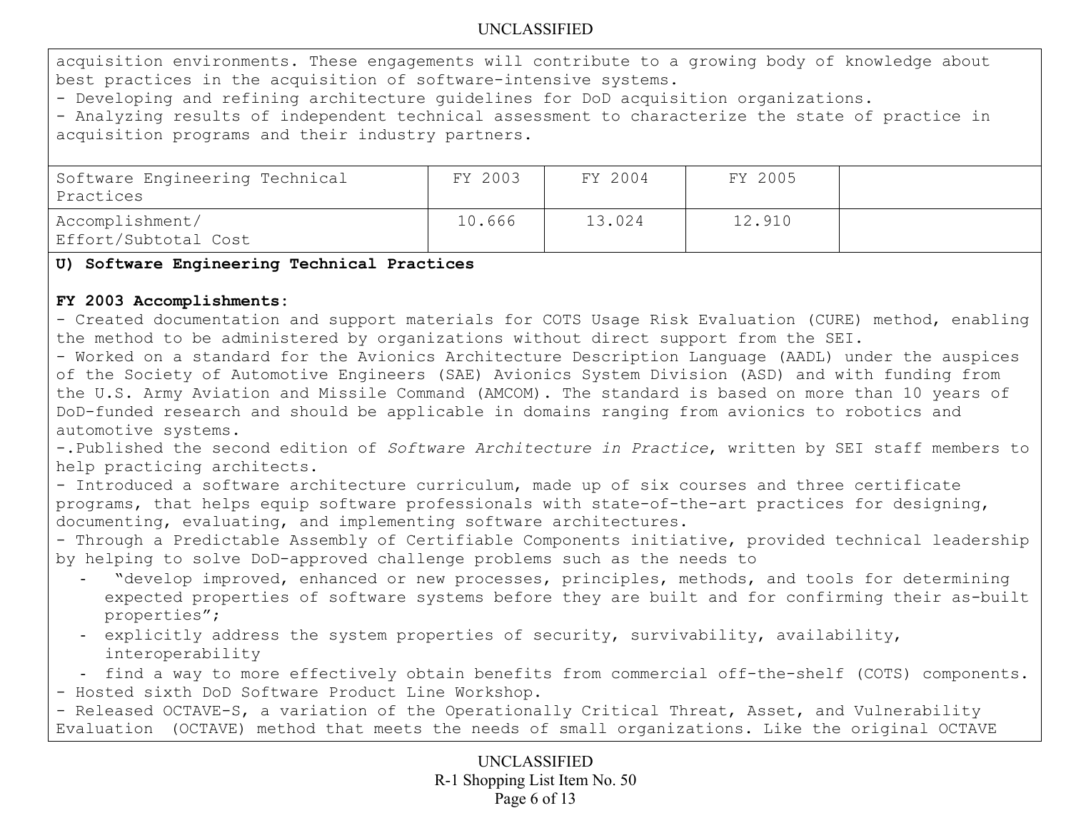acquisition environments. These engagements will contribute to a growing body of knowledge about best practices in the acquisition of software-intensive systems.
- Developing and refining architecture guidelines for DoD acquisition organizations.
- Analyzing results of independent technical assessment to characterize the state of practice in acquisition programs and their industry partners.

| Software Engineering Technical Practices | FY 2003 | FY 2004 | FY 2005 | |
|---|---|---|---|---|
| Accomplishment/ Effort/Subtotal Cost | 10.666 | 13.024 | 12.910 | |

**U) Software Engineering Technical Practices**

**FY 2003 Accomplishments:**
- Created documentation and support materials for COTS Usage Risk Evaluation (CURE) method, enabling the method to be administered by organizations without direct support from the SEI.
- Worked on a standard for the Avionics Architecture Description Language (AADL) under the auspices of the Society of Automotive Engineers (SAE) Avionics System Division (ASD) and with funding from the U.S. Army Aviation and Missile Command (AMCOM). The standard is based on more than 10 years of DoD-funded research and should be applicable in domains ranging from avionics to robotics and automotive systems.
-.Published the second edition of *Software Architecture in Practice*, written by SEI staff members to help practicing architects.
- Introduced a software architecture curriculum, made up of six courses and three certificate programs, that helps equip software professionals with state-of-the-art practices for designing, documenting, evaluating, and implementing software architectures.
- Through a Predictable Assembly of Certifiable Components initiative, provided technical leadership by helping to solve DoD-approved challenge problems such as the needs to
  - "develop improved, enhanced or new processes, principles, methods, and tools for determining expected properties of software systems before they are built and for confirming their as-built properties";
  - explicitly address the system properties of security, survivability, availability, interoperability
  - find a way to more effectively obtain benefits from commercial off-the-shelf (COTS) components.
- Hosted sixth DoD Software Product Line Workshop.
- Released OCTAVE-S, a variation of the Operationally Critical Threat, Asset, and Vulnerability Evaluation (OCTAVE) method that meets the needs of small organizations. Like the original OCTAVE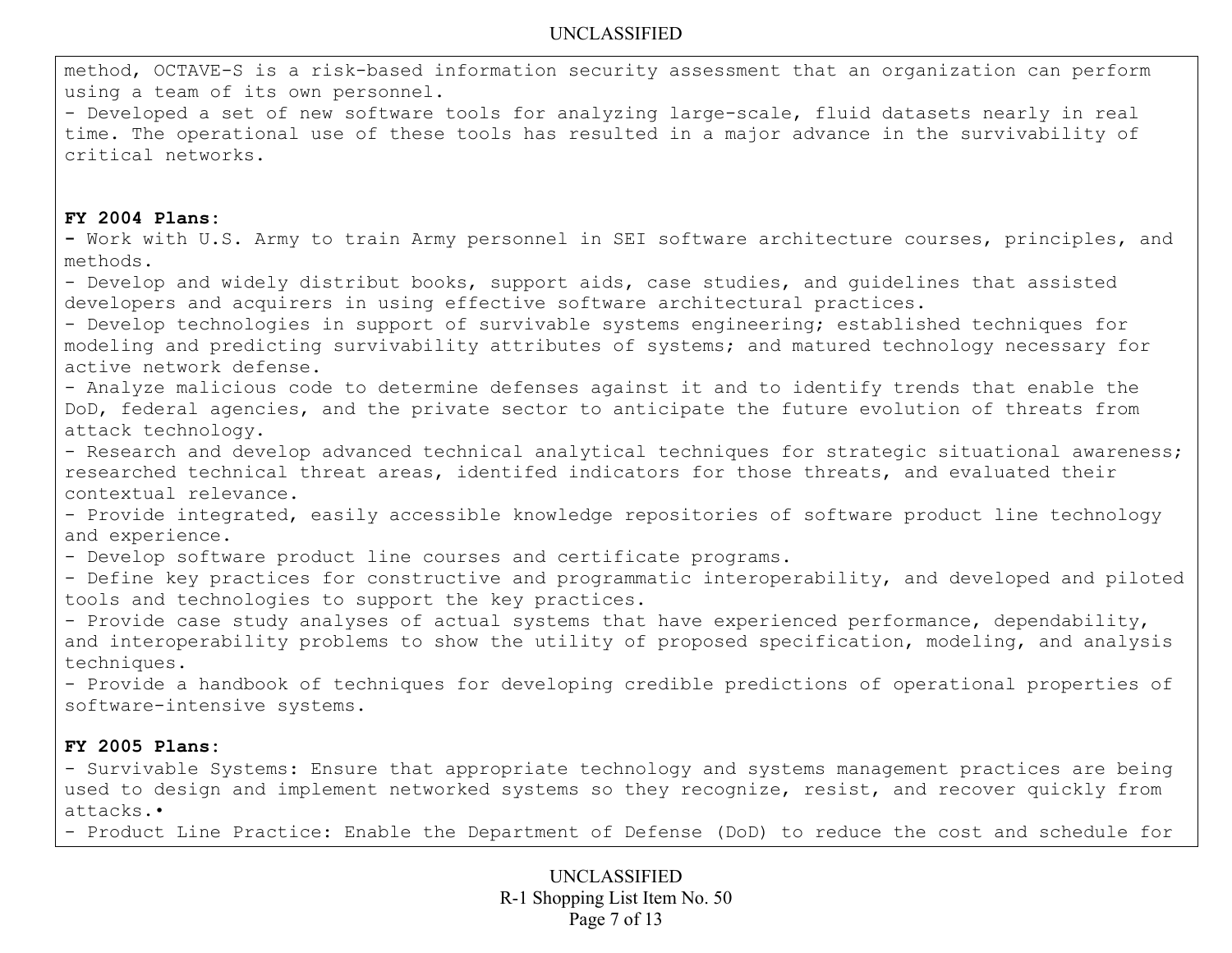method, OCTAVE-S is a risk-based information security assessment that an organization can perform using a team of its own personnel.
- Developed a set of new software tools for analyzing large-scale, fluid datasets nearly in real time. The operational use of these tools has resulted in a major advance in the survivability of critical networks.

**FY 2004 Plans:**
- Work with U.S. Army to train Army personnel in SEI software architecture courses, principles, and methods.
- Develop and widely distribut books, support aids, case studies, and guidelines that assisted developers and acquirers in using effective software architectural practices.
- Develop technologies in support of survivable systems engineering; established techniques for modeling and predicting survivability attributes of systems; and matured technology necessary for active network defense.
- Analyze malicious code to determine defenses against it and to identify trends that enable the DoD, federal agencies, and the private sector to anticipate the future evolution of threats from attack technology.
- Research and develop advanced technical analytical techniques for strategic situational awareness; researched technical threat areas, identifed indicators for those threats, and evaluated their contextual relevance.
- Provide integrated, easily accessible knowledge repositories of software product line technology and experience.
- Develop software product line courses and certificate programs.
- Define key practices for constructive and programmatic interoperability, and developed and piloted tools and technologies to support the key practices.
- Provide case study analyses of actual systems that have experienced performance, dependability, and interoperability problems to show the utility of proposed specification, modeling, and analysis techniques.
- Provide a handbook of techniques for developing credible predictions of operational properties of software-intensive systems.

**FY 2005 Plans:**
- Survivable Systems: Ensure that appropriate technology and systems management practices are being used to design and implement networked systems so they recognize, resist, and recover quickly from attacks.•
- Product Line Practice: Enable the Department of Defense (DoD) to reduce the cost and schedule for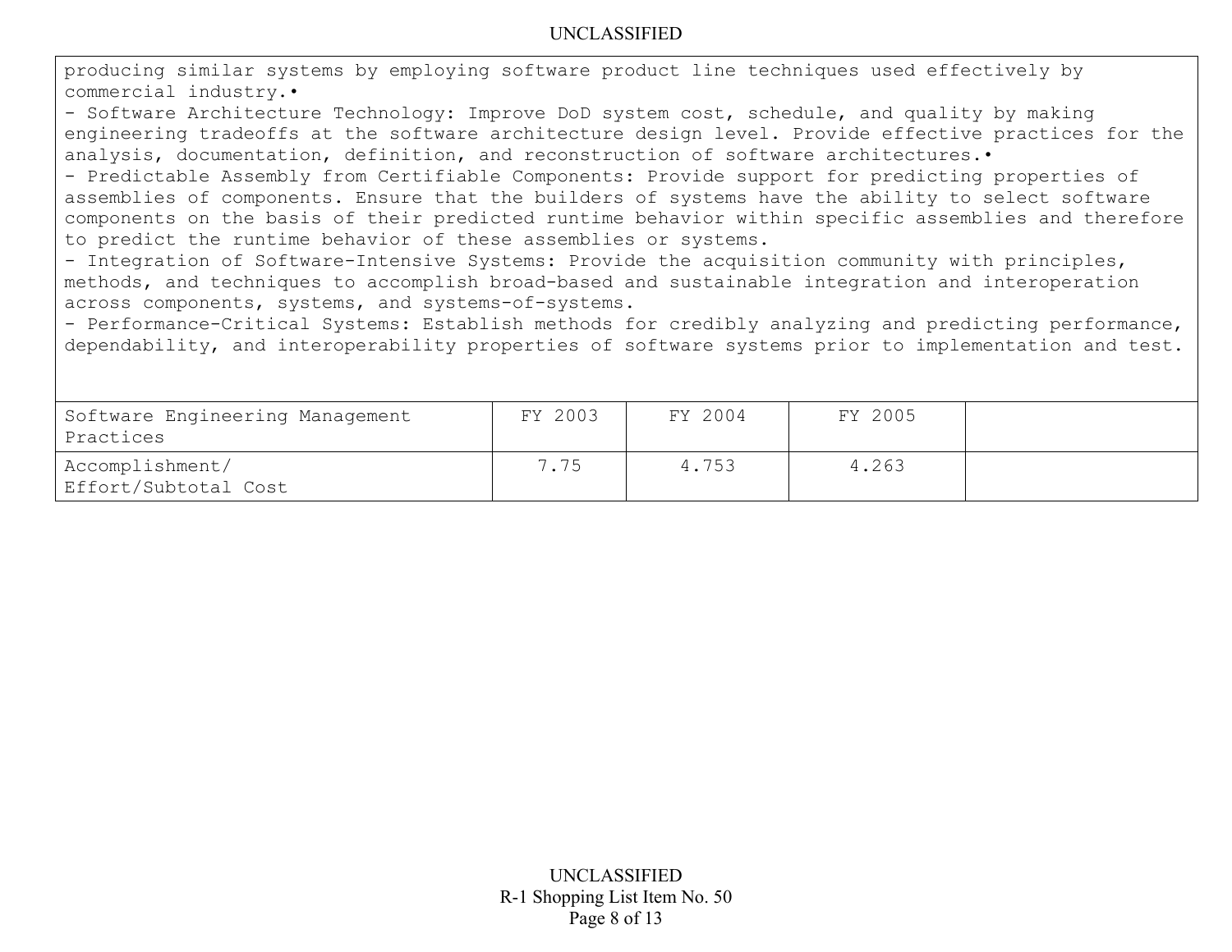producing similar systems by employing software product line techniques used effectively by commercial industry.•

- Software Architecture Technology: Improve DoD system cost, schedule, and quality by making engineering tradeoffs at the software architecture design level. Provide effective practices for the analysis, documentation, definition, and reconstruction of software architectures.•
- Predictable Assembly from Certifiable Components: Provide support for predicting properties of assemblies of components. Ensure that the builders of systems have the ability to select software components on the basis of their predicted runtime behavior within specific assemblies and therefore to predict the runtime behavior of these assemblies or systems.
- Integration of Software-Intensive Systems: Provide the acquisition community with principles, methods, and techniques to accomplish broad-based and sustainable integration and interoperation across components, systems, and systems-of-systems.
- Performance-Critical Systems: Establish methods for credibly analyzing and predicting performance, dependability, and interoperability properties of software systems prior to implementation and test.

| Software Engineering Management Practices | FY 2003 | FY 2004 | FY 2005 | |
|---|---|---|---|---|
| Accomplishment/ Effort/Subtotal Cost | 7.75 | 4.753 | 4.263 | |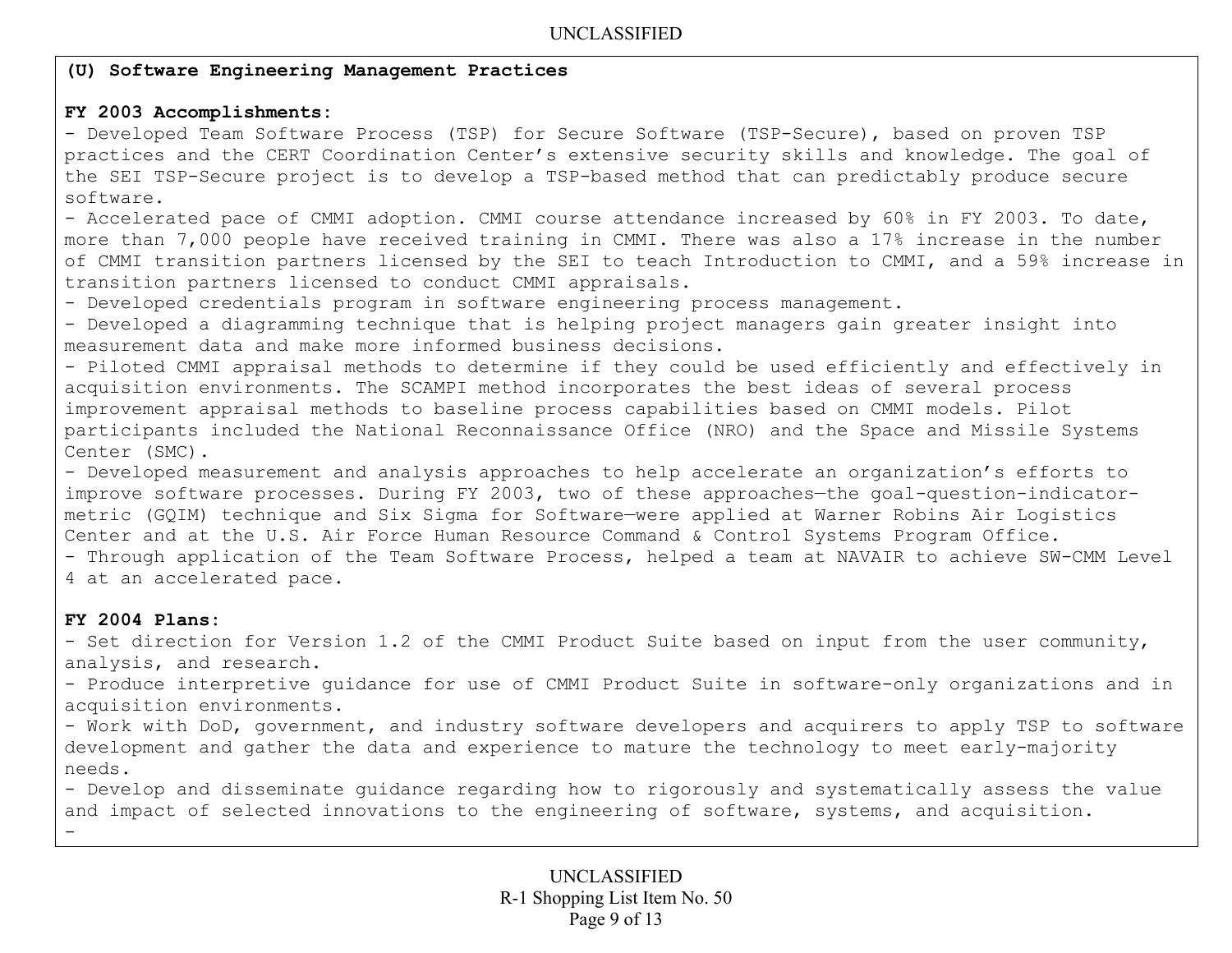**(U) Software Engineering Management Practices**

**FY 2003 Accomplishments:**

- Developed Team Software Process (TSP) for Secure Software (TSP-Secure), based on proven TSP practices and the CERT Coordination Center's extensive security skills and knowledge. The goal of the SEI TSP-Secure project is to develop a TSP-based method that can predictably produce secure software.
- Accelerated pace of CMMI adoption. CMMI course attendance increased by 60% in FY 2003. To date, more than 7,000 people have received training in CMMI. There was also a 17% increase in the number of CMMI transition partners licensed by the SEI to teach Introduction to CMMI, and a 59% increase in transition partners licensed to conduct CMMI appraisals.
- Developed credentials program in software engineering process management.
- Developed a diagramming technique that is helping project managers gain greater insight into measurement data and make more informed business decisions.
- Piloted CMMI appraisal methods to determine if they could be used efficiently and effectively in acquisition environments. The SCAMPI method incorporates the best ideas of several process improvement appraisal methods to baseline process capabilities based on CMMI models. Pilot participants included the National Reconnaissance Office (NRO) and the Space and Missile Systems Center (SMC).
- Developed measurement and analysis approaches to help accelerate an organization's efforts to improve software processes. During FY 2003, two of these approaches—the goal-question-indicator-metric (GQIM) technique and Six Sigma for Software—were applied at Warner Robins Air Logistics Center and at the U.S. Air Force Human Resource Command & Control Systems Program Office.
- Through application of the Team Software Process, helped a team at NAVAIR to achieve SW-CMM Level 4 at an accelerated pace.

**FY 2004 Plans:**

- Set direction for Version 1.2 of the CMMI Product Suite based on input from the user community, analysis, and research.
- Produce interpretive guidance for use of CMMI Product Suite in software-only organizations and in acquisition environments.
- Work with DoD, government, and industry software developers and acquirers to apply TSP to software development and gather the data and experience to mature the technology to meet early-majority needs.
- Develop and disseminate guidance regarding how to rigorously and systematically assess the value and impact of selected innovations to the engineering of software, systems, and acquisition.
-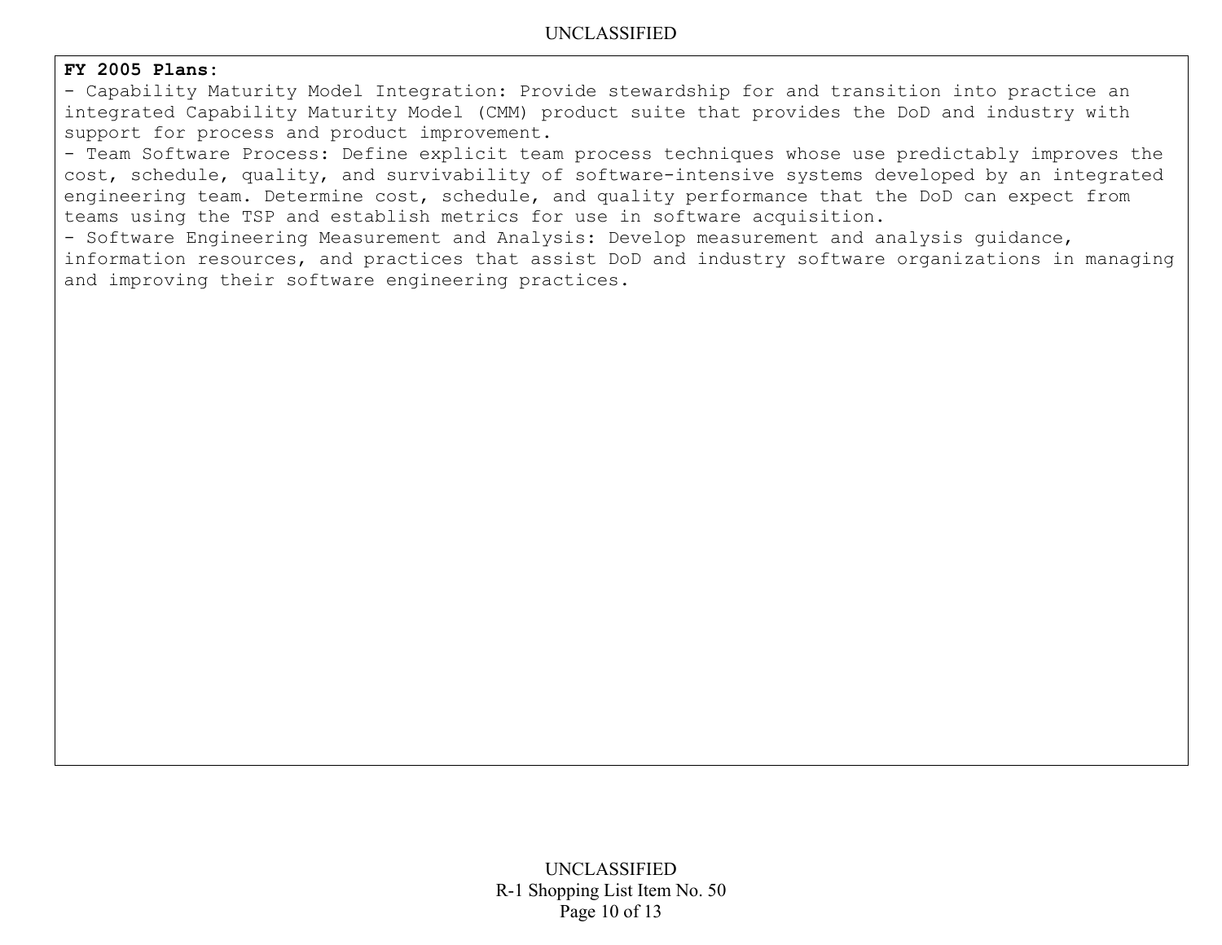**FY 2005 Plans:**

- Capability Maturity Model Integration: Provide stewardship for and transition into practice an integrated Capability Maturity Model (CMM) product suite that provides the DoD and industry with support for process and product improvement.
- Team Software Process: Define explicit team process techniques whose use predictably improves the cost, schedule, quality, and survivability of software-intensive systems developed by an integrated engineering team. Determine cost, schedule, and quality performance that the DoD can expect from teams using the TSP and establish metrics for use in software acquisition.
- Software Engineering Measurement and Analysis: Develop measurement and analysis guidance, information resources, and practices that assist DoD and industry software organizations in managing and improving their software engineering practices.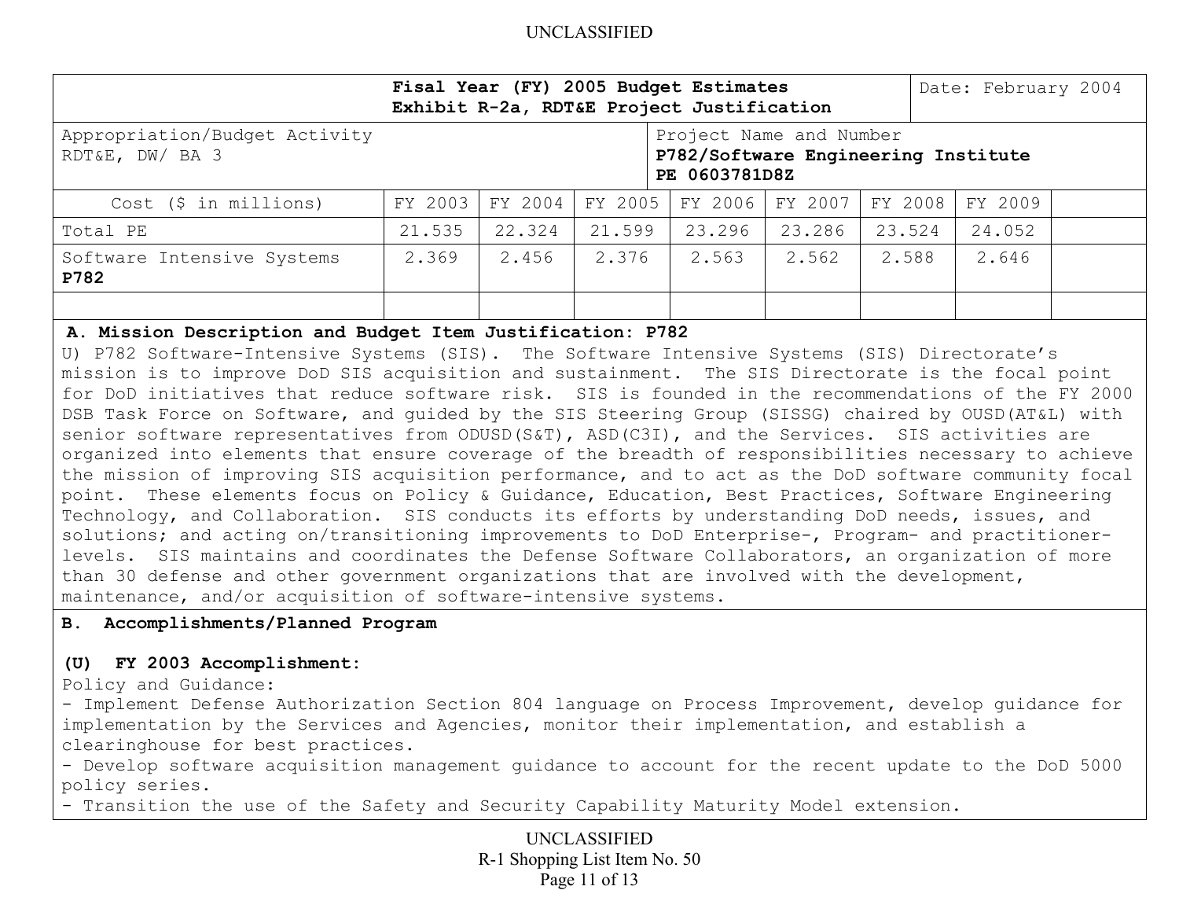UNCLASSIFIED

| **Fisal Year (FY) 2005 Budget Estimates Exhibit R-2a, RDT&E Project Justification** | | | | | | | | Date: February 2004 |
|---|---|---|---|---|---|---|---|---|
| Appropriation/Budget Activity RDT&E, DW/ BA 3 | | | | Project Name and Number **P782/Software Engineering Institute PE 0603781D8Z** | | | | |
| Cost ($ in millions) | FY 2003 | FY 2004 | FY 2005 | FY 2006 | FY 2007 | FY 2008 | FY 2009 | |
| Total PE | 21.535 | 22.324 | 21.599 | 23.296 | 23.286 | 23.524 | 24.052 | |
| Software Intensive Systems **P782** | 2.369 | 2.456 | 2.376 | 2.563 | 2.562 | 2.588 | 2.646 | |
| | | | | | | | | |

**A. Mission Description and Budget Item Justification: P782**

U) P782 Software-Intensive Systems (SIS). The Software Intensive Systems (SIS) Directorate's mission is to improve DoD SIS acquisition and sustainment. The SIS Directorate is the focal point for DoD initiatives that reduce software risk. SIS is founded in the recommendations of the FY 2000 DSB Task Force on Software, and guided by the SIS Steering Group (SISSG) chaired by OUSD(AT&L) with senior software representatives from ODUSD(S&T), ASD(C3I), and the Services. SIS activities are organized into elements that ensure coverage of the breadth of responsibilities necessary to achieve the mission of improving SIS acquisition performance, and to act as the DoD software community focal point. These elements focus on Policy & Guidance, Education, Best Practices, Software Engineering Technology, and Collaboration. SIS conducts its efforts by understanding DoD needs, issues, and solutions; and acting on/transitioning improvements to DoD Enterprise-, Program- and practitioner-levels. SIS maintains and coordinates the Defense Software Collaborators, an organization of more than 30 defense and other government organizations that are involved with the development, maintenance, and/or acquisition of software-intensive systems.

**B. Accomplishments/Planned Program**

**(U) FY 2003 Accomplishment:**

Policy and Guidance:

- Implement Defense Authorization Section 804 language on Process Improvement, develop guidance for implementation by the Services and Agencies, monitor their implementation, and establish a clearinghouse for best practices.
- Develop software acquisition management guidance to account for the recent update to the DoD 5000 policy series.
- Transition the use of the Safety and Security Capability Maturity Model extension.

UNCLASSIFIED

R-1 Shopping List Item No. 50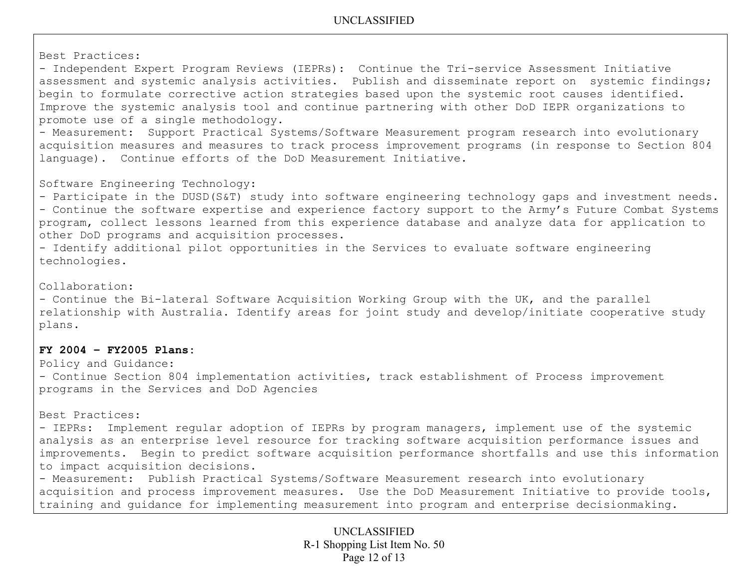Best Practices:

- Independent Expert Program Reviews (IEPRs): Continue the Tri-service Assessment Initiative assessment and systemic analysis activities. Publish and disseminate report on systemic findings; begin to formulate corrective action strategies based upon the systemic root causes identified. Improve the systemic analysis tool and continue partnering with other DoD IEPR organizations to promote use of a single methodology.
- Measurement: Support Practical Systems/Software Measurement program research into evolutionary acquisition measures and measures to track process improvement programs (in response to Section 804 language). Continue efforts of the DoD Measurement Initiative.

Software Engineering Technology:

- Participate in the DUSD(S&T) study into software engineering technology gaps and investment needs.
- Continue the software expertise and experience factory support to the Army's Future Combat Systems program, collect lessons learned from this experience database and analyze data for application to other DoD programs and acquisition processes.
- Identify additional pilot opportunities in the Services to evaluate software engineering technologies.

Collaboration:

- Continue the Bi-lateral Software Acquisition Working Group with the UK, and the parallel relationship with Australia. Identify areas for joint study and develop/initiate cooperative study plans.

**FY 2004 – FY2005 Plans:**

Policy and Guidance:

- Continue Section 804 implementation activities, track establishment of Process improvement programs in the Services and DoD Agencies

Best Practices:

- IEPRs: Implement regular adoption of IEPRs by program managers, implement use of the systemic analysis as an enterprise level resource for tracking software acquisition performance issues and improvements. Begin to predict software acquisition performance shortfalls and use this information to impact acquisition decisions.
- Measurement: Publish Practical Systems/Software Measurement research into evolutionary acquisition and process improvement measures. Use the DoD Measurement Initiative to provide tools, training and guidance for implementing measurement into program and enterprise decisionmaking.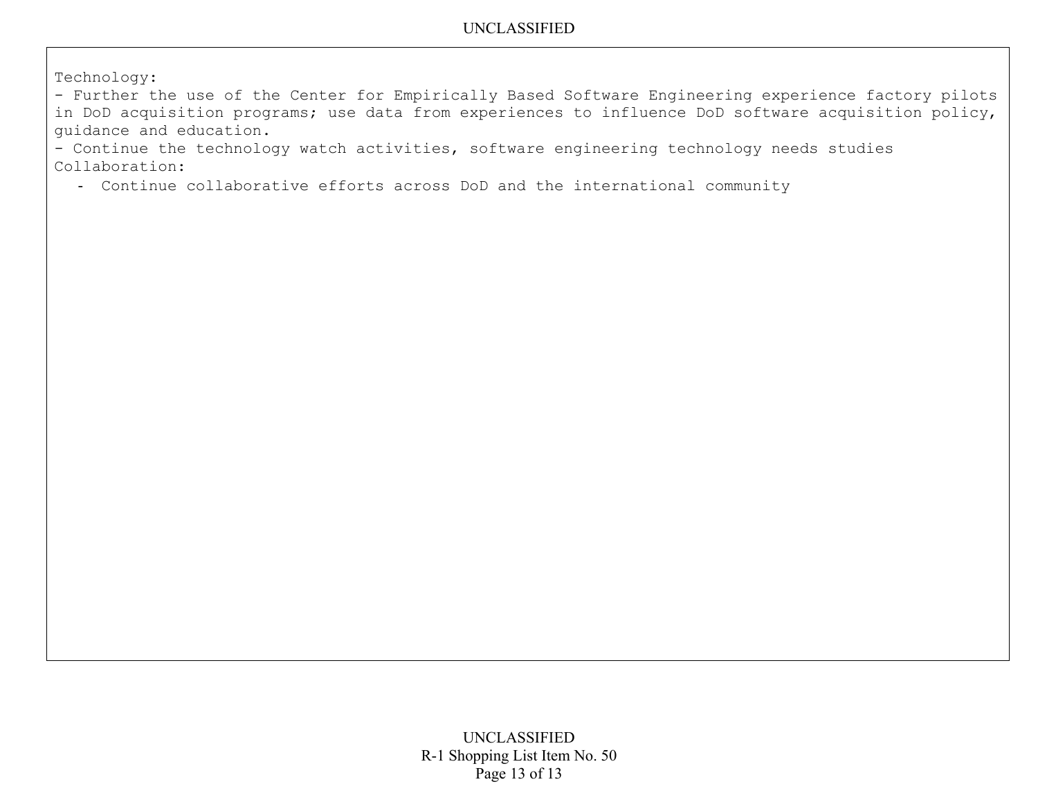Technology:

- Further the use of the Center for Empirically Based Software Engineering experience factory pilots in DoD acquisition programs; use data from experiences to influence DoD software acquisition policy, guidance and education.
- Continue the technology watch activities, software engineering technology needs studies

Collaboration:

- Continue collaborative efforts across DoD and the international community